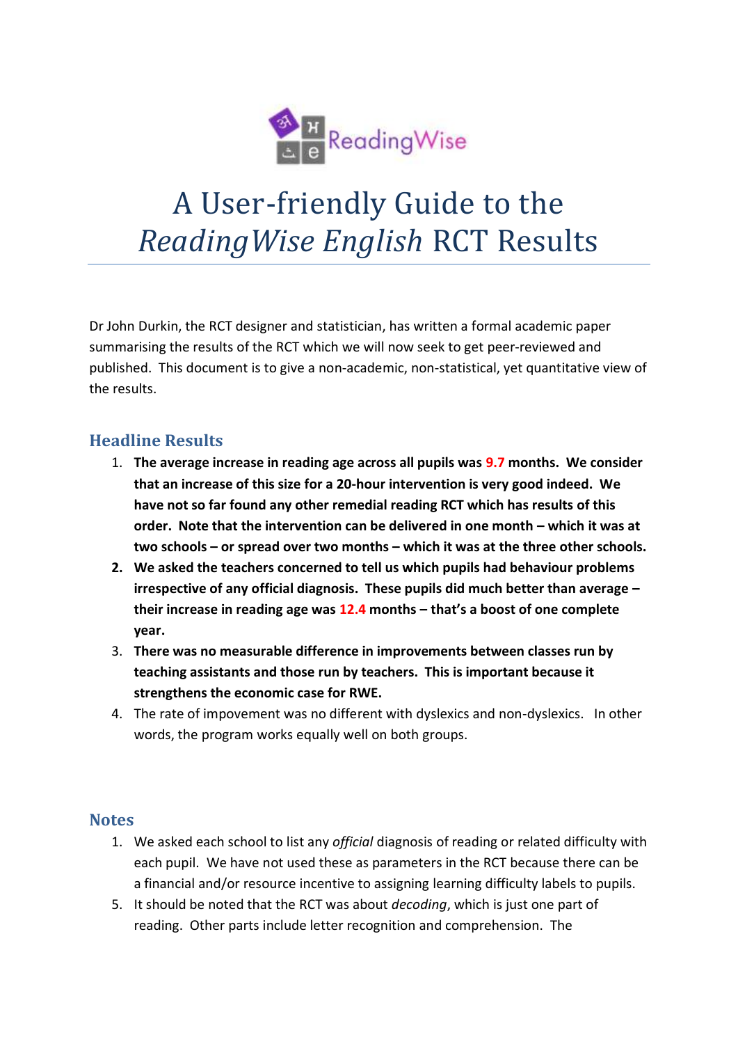ReadingWise

# A User-friendly Guide to the *ReadingWise English* RCT Results

Dr John Durkin, the RCT designer and statistician, has written a formal academic paper summarising the results of the RCT which we will now seek to get peer-reviewed and published. This document is to give a non-academic, non-statistical, yet quantitative view of the results.

## Headline Results

1. **The average increase in reading age across all pupils was 9.7 months. We consider that an increase of this size for a 20-hour intervention is very good indeed. We have not so far found any other remedial reading RCT which has results of this order. Note that the intervention can be delivered in one month – which it was at two schools – or spread over two months – which it was at the three other schools.**
2. **We asked the teachers concerned to tell us which pupils had behaviour problems irrespective of any official diagnosis. These pupils did much better than average – their increase in reading age was 12.4 months – that's a boost of one complete year.**
3. **There was no measurable difference in improvements between classes run by teaching assistants and those run by teachers. This is important because it strengthens the economic case for RWE.**
4. The rate of impovement was no different with dyslexics and non-dyslexics. In other words, the program works equally well on both groups.

## Notes

1. We asked each school to list any *official* diagnosis of reading or related difficulty with each pupil. We have not used these as parameters in the RCT because there can be a financial and/or resource incentive to assigning learning difficulty labels to pupils.
5. It should be noted that the RCT was about *decoding*, which is just one part of reading. Other parts include letter recognition and comprehension. The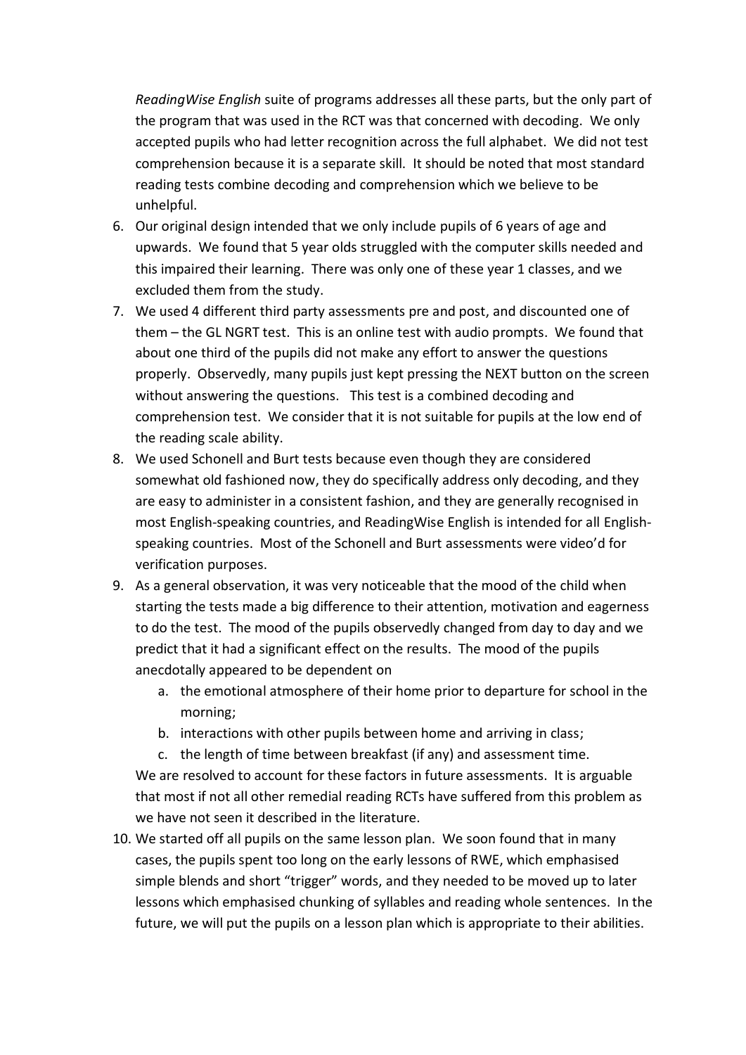*ReadingWise English* suite of programs addresses all these parts, but the only part of the program that was used in the RCT was that concerned with decoding. We only accepted pupils who had letter recognition across the full alphabet. We did not test comprehension because it is a separate skill. It should be noted that most standard reading tests combine decoding and comprehension which we believe to be unhelpful.

6. Our original design intended that we only include pupils of 6 years of age and upwards. We found that 5 year olds struggled with the computer skills needed and this impaired their learning. There was only one of these year 1 classes, and we excluded them from the study.
7. We used 4 different third party assessments pre and post, and discounted one of them – the GL NGRT test. This is an online test with audio prompts. We found that about one third of the pupils did not make any effort to answer the questions properly. Observedly, many pupils just kept pressing the NEXT button on the screen without answering the questions. This test is a combined decoding and comprehension test. We consider that it is not suitable for pupils at the low end of the reading scale ability.
8. We used Schonell and Burt tests because even though they are considered somewhat old fashioned now, they do specifically address only decoding, and they are easy to administer in a consistent fashion, and they are generally recognised in most English-speaking countries, and ReadingWise English is intended for all English-speaking countries. Most of the Schonell and Burt assessments were video'd for verification purposes.
9. As a general observation, it was very noticeable that the mood of the child when starting the tests made a big difference to their attention, motivation and eagerness to do the test. The mood of the pupils observedly changed from day to day and we predict that it had a significant effect on the results. The mood of the pupils anecdotally appeared to be dependent on
    a. the emotional atmosphere of their home prior to departure for school in the morning;
    b. interactions with other pupils between home and arriving in class;
    c. the length of time between breakfast (if any) and assessment time.

   We are resolved to account for these factors in future assessments. It is arguable that most if not all other remedial reading RCTs have suffered from this problem as we have not seen it described in the literature.
10. We started off all pupils on the same lesson plan. We soon found that in many cases, the pupils spent too long on the early lessons of RWE, which emphasised simple blends and short "trigger" words, and they needed to be moved up to later lessons which emphasised chunking of syllables and reading whole sentences. In the future, we will put the pupils on a lesson plan which is appropriate to their abilities.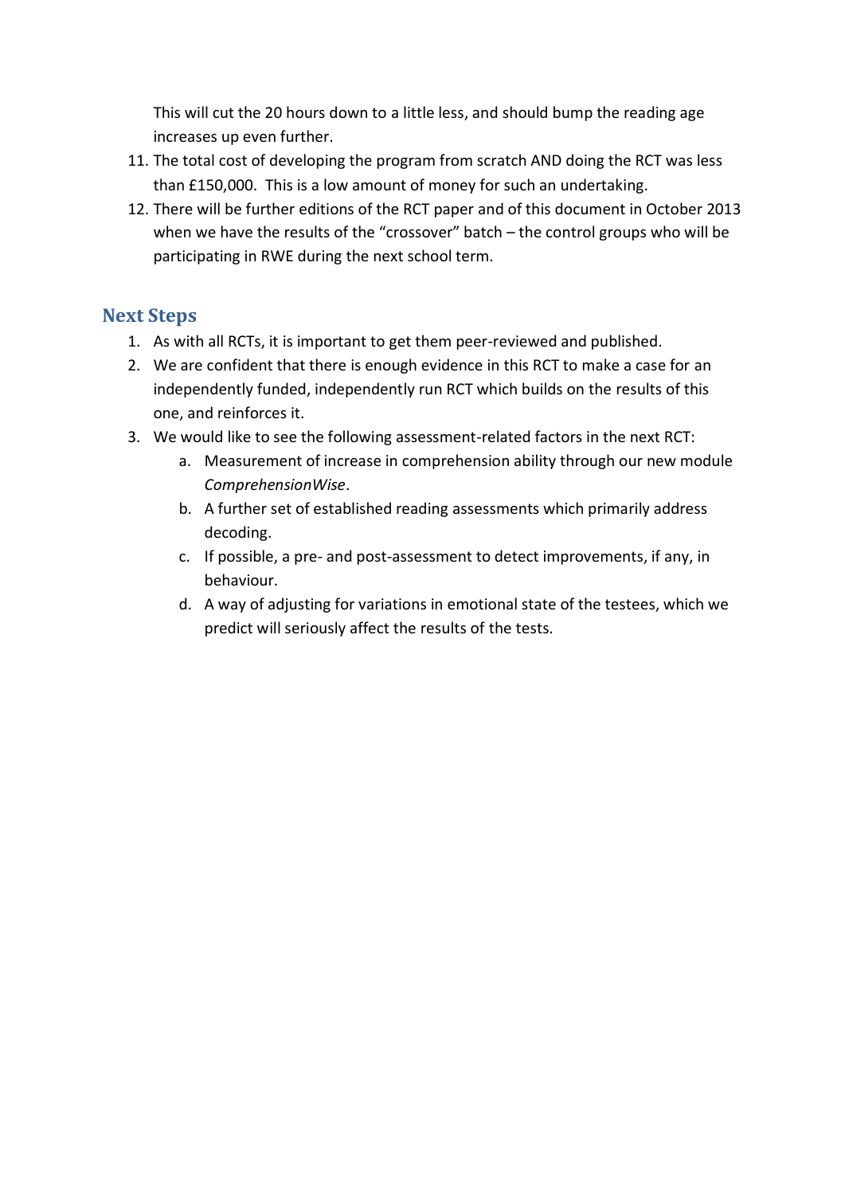This will cut the 20 hours down to a little less, and should bump the reading age increases up even further.

11. The total cost of developing the program from scratch AND doing the RCT was less than £150,000. This is a low amount of money for such an undertaking.
12. There will be further editions of the RCT paper and of this document in October 2013 when we have the results of the “crossover” batch – the control groups who will be participating in RWE during the next school term.

## Next Steps

1. As with all RCTs, it is important to get them peer-reviewed and published.
2. We are confident that there is enough evidence in this RCT to make a case for an independently funded, independently run RCT which builds on the results of this one, and reinforces it.
3. We would like to see the following assessment-related factors in the next RCT:
    a. Measurement of increase in comprehension ability through our new module *ComprehensionWise*.
    b. A further set of established reading assessments which primarily address decoding.
    c. If possible, a pre- and post-assessment to detect improvements, if any, in behaviour.
    d. A way of adjusting for variations in emotional state of the testees, which we predict will seriously affect the results of the tests.